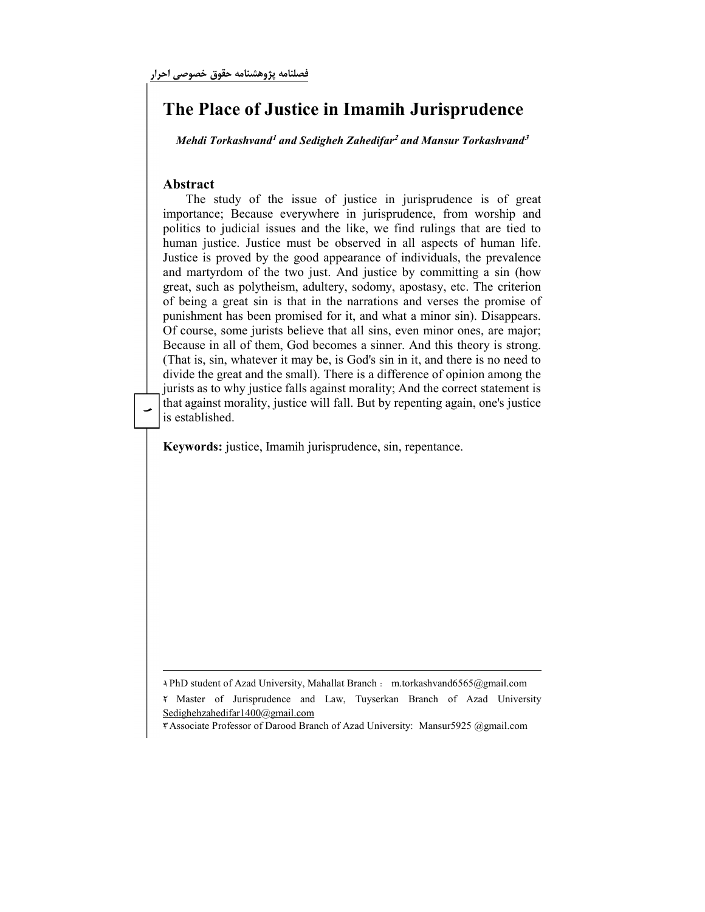# The Place of Justice in Imamih Jurisprudence

*Mehdi Torkashvand[1] and Sedigheh Zahedifar[2] and Mansur Torkashvand[3]*

## Abstract

The study of the issue of justice in jurisprudence is of great importance; Because everywhere in jurisprudence, from worship and politics to judicial issues and the like, we find rulings that are tied to human justice. Justice must be observed in all aspects of human life. Justice is proved by the good appearance of individuals, the prevalence and martyrdom of the two just. And justice by committing a sin (how great, such as polytheism, adultery, sodomy, apostasy, etc. The criterion of being a great sin is that in the narrations and verses the promise of punishment has been promised for it, and what a minor sin). Disappears. Of course, some jurists believe that all sins, even minor ones, are major; Because in all of them, God becomes a sinner. And this theory is strong. (That is, sin, whatever it may be, is God's sin in it, and there is no need to divide the great and the small). There is a difference of opinion among the jurists as to why justice falls against morality; And the correct statement is that against morality, justice will fall. But by repenting again, one's justice is established.

**Keywords:** justice, Imamih jurisprudence, sin, repentance.

---

[1] PhD student of Azad University, Mahallat Branch : m.torkashvand6565@gmail.com

[2] Master of Jurisprudence and Law, Tuyserkan Branch of Azad University Sedighehzahedifar1400@gmail.com

[3] Associate Professor of Darood Branch of Azad University: Mansur5925 @gmail.com